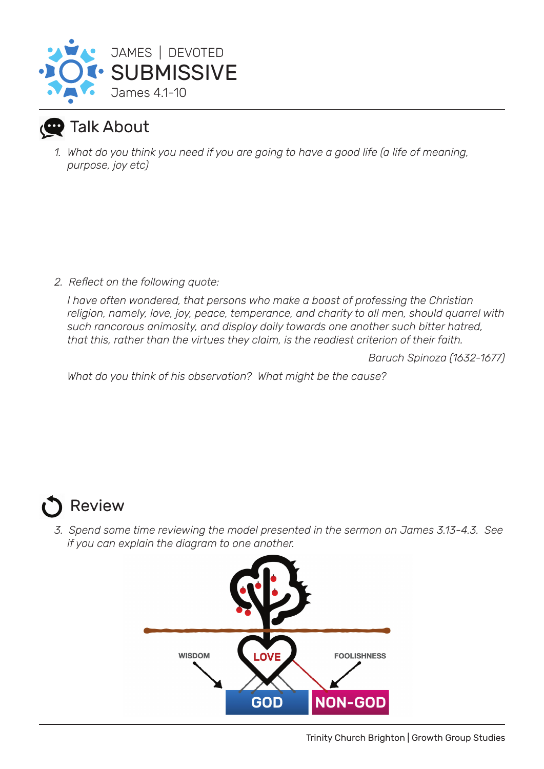JAMES | DEVOTED

# SUBMISSIVE

James 4.1-10

## Talk About

1. *What do you think you need if you are going to have a good life (a life of meaning, purpose, joy etc)*

2. *Reflect on the following quote:*

   *I have often wondered, that persons who make a boast of professing the Christian religion, namely, love, joy, peace, temperance, and charity to all men, should quarrel with such rancorous animosity, and display daily towards one another such bitter hatred, that this, rather than the virtues they claim, is the readiest criterion of their faith.*

   *Baruch Spinoza (1632-1677)*

   *What do you think of his observation? What might be the cause?*

## Review

3. *Spend some time reviewing the model presented in the sermon on James 3.13-4.3. See if you can explain the diagram to one another.*

WISDOM LOVE FOOLISHNESS

GOD NON-GOD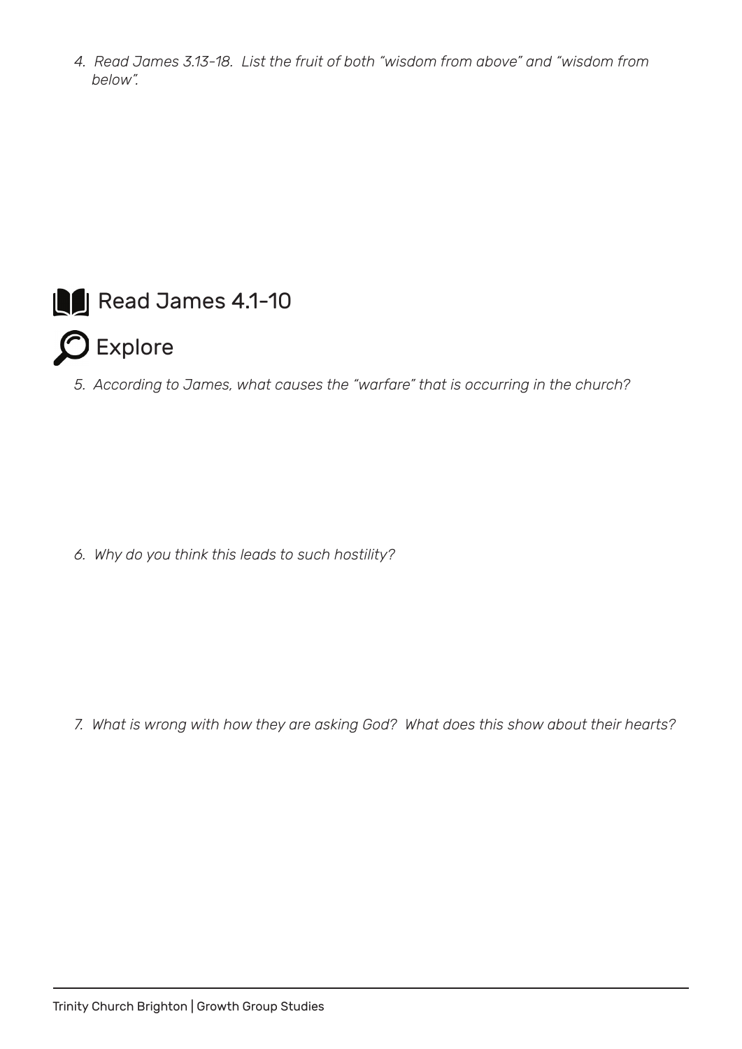*4. Read James 3.13-18. List the fruit of both "wisdom from above" and "wisdom from below".*

## Read James 4.1-10

## Explore

*5. According to James, what causes the "warfare" that is occurring in the church?*

*6. Why do you think this leads to such hostility?*

*7. What is wrong with how they are asking God? What does this show about their hearts?*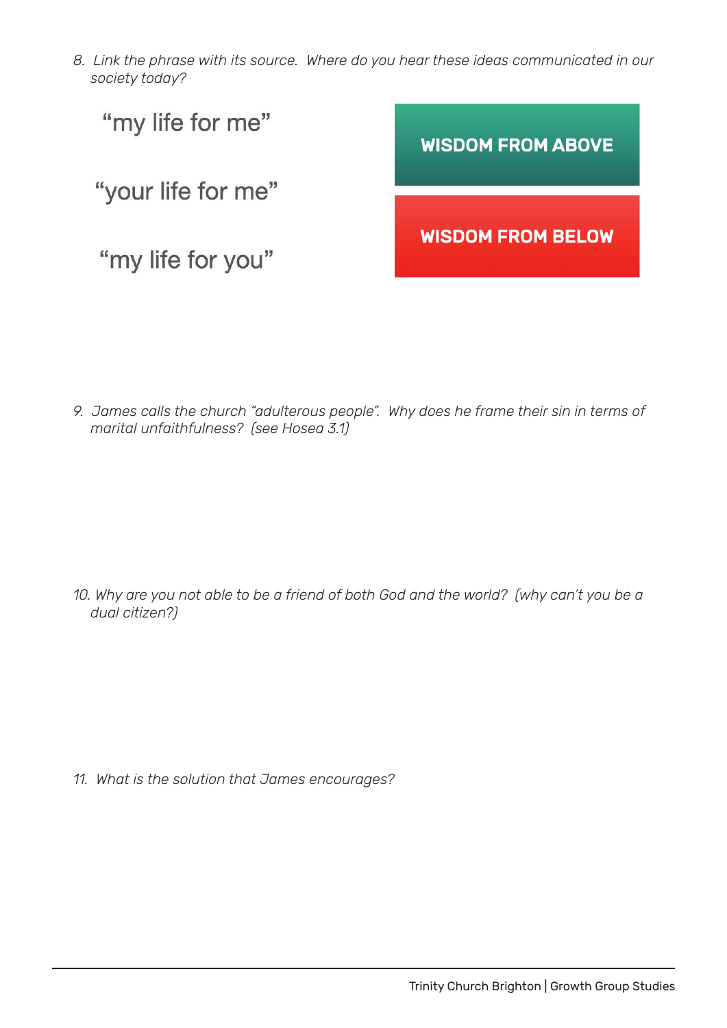*8. Link the phrase with its source. Where do you hear these ideas communicated in our society today?*

"my life for me"

"your life for me"

"my life for you"

**WISDOM FROM ABOVE**

**WISDOM FROM BELOW**

*9. James calls the church "adulterous people". Why does he frame their sin in terms of marital unfaithfulness? (see Hosea 3.1)*

*10. Why are you not able to be a friend of both God and the world? (why can't you be a dual citizen?)*

*11. What is the solution that James encourages?*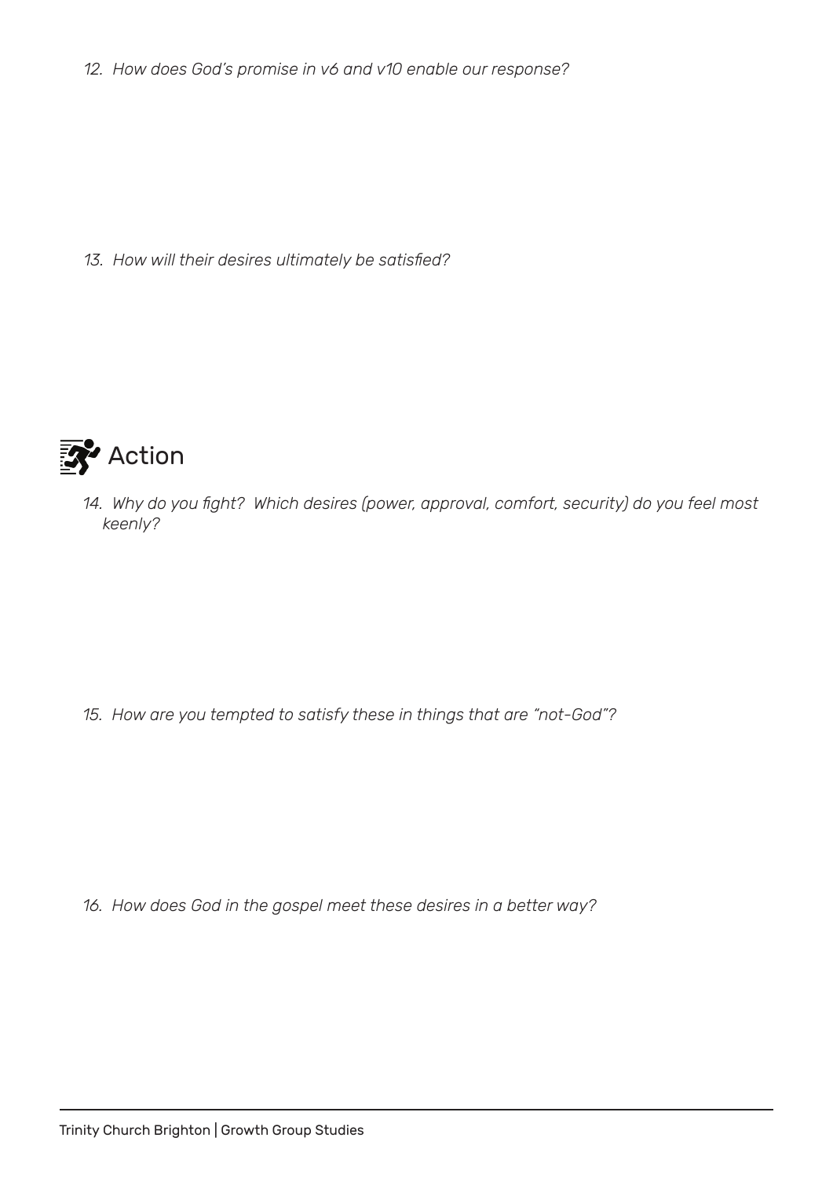*12. How does God's promise in v6 and v10 enable our response?*

*13. How will their desires ultimately be satisfied?*

## Action

*14. Why do you fight? Which desires (power, approval, comfort, security) do you feel most keenly?*

*15. How are you tempted to satisfy these in things that are "not-God"?*

*16. How does God in the gospel meet these desires in a better way?*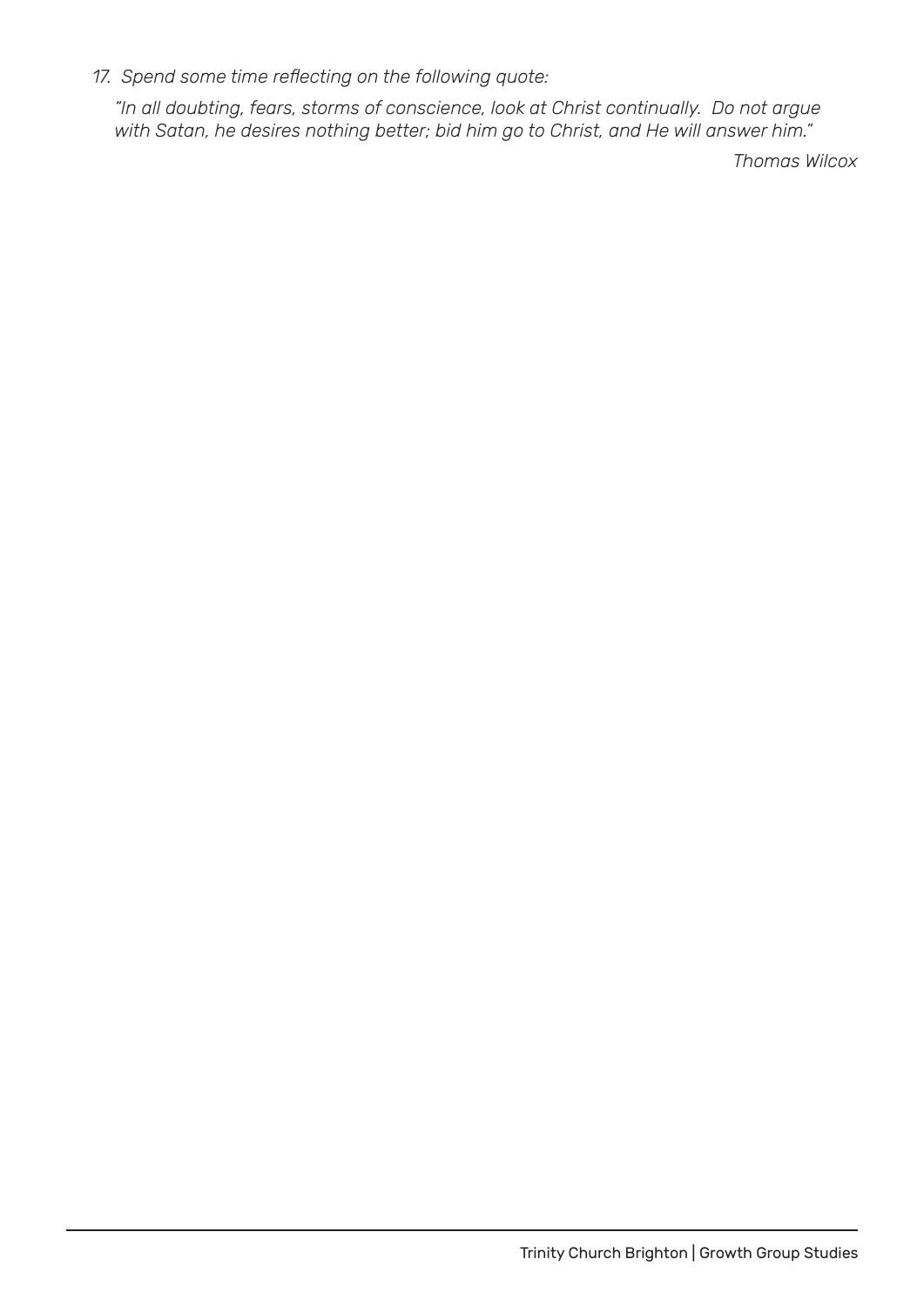*17. Spend some time reflecting on the following quote:*

*"In all doubting, fears, storms of conscience, look at Christ continually. Do not argue with Satan, he desires nothing better; bid him go to Christ, and He will answer him."*

*Thomas Wilcox*